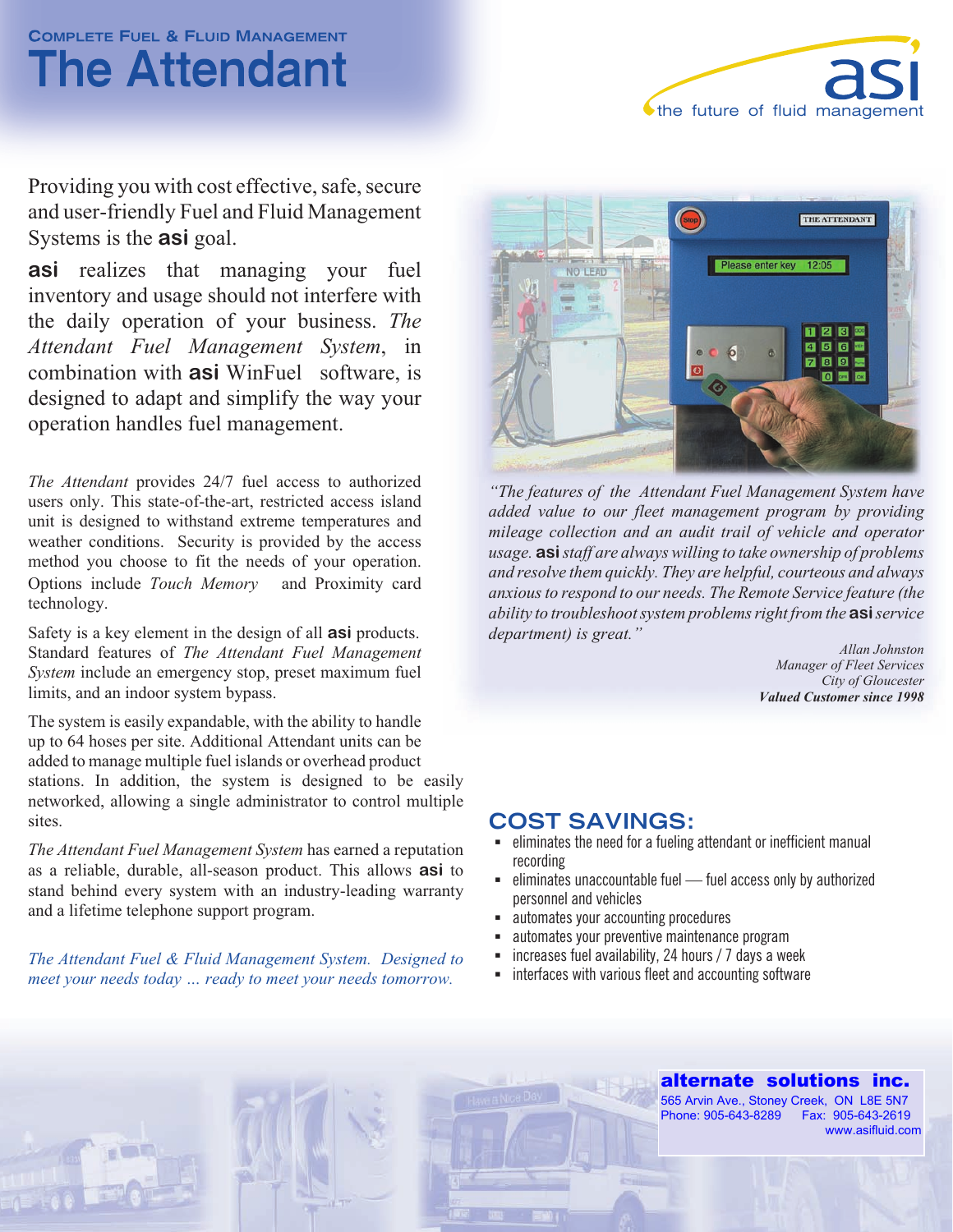COMPLETE FUEL & FLUID MANAGEMENT

# The Attendant

asi — the future of fluid management

Providing you with cost effective, safe, secure and user-friendly Fuel and Fluid Management Systems is the **asi** goal.

**asi** realizes that managing your fuel inventory and usage should not interfere with the daily operation of your business. *The Attendant Fuel Management System*, in combination with **asi** WinFuel software, is designed to adapt and simplify the way your operation handles fuel management.

*The Attendant* provides 24/7 fuel access to authorized users only. This state-of-the-art, restricted access island unit is designed to withstand extreme temperatures and weather conditions. Security is provided by the access method you choose to fit the needs of your operation. Options include *Touch Memory* and Proximity card technology.

Safety is a key element in the design of all **asi** products. Standard features of *The Attendant Fuel Management System* include an emergency stop, preset maximum fuel limits, and an indoor system bypass.

The system is easily expandable, with the ability to handle up to 64 hoses per site. Additional Attendant units can be added to manage multiple fuel islands or overhead product stations. In addition, the system is designed to be easily networked, allowing a single administrator to control multiple sites.

*The Attendant Fuel Management System* has earned a reputation as a reliable, durable, all-season product. This allows **asi** to stand behind every system with an industry-leading warranty and a lifetime telephone support program.

*The Attendant Fuel & Fluid Management System. Designed to meet your needs today ... ready to meet your needs tomorrow.*

*"The features of the Attendant Fuel Management System have added value to our fleet management program by providing mileage collection and an audit trail of vehicle and operator usage.* ***asi*** *staff are always willing to take ownership of problems and resolve them quickly. They are helpful, courteous and always anxious to respond to our needs. The Remote Service feature (the ability to troubleshoot system problems right from the* ***asi*** *service department) is great."*

*Allan Johnston*
*Manager of Fleet Services*
*City of Gloucester*
***Valued Customer since 1998***

## COST SAVINGS:

- eliminates the need for a fueling attendant or inefficient manual recording
- eliminates unaccountable fuel — fuel access only by authorized personnel and vehicles
- automates your accounting procedures
- automates your preventive maintenance program
- increases fuel availability, 24 hours / 7 days a week
- interfaces with various fleet and accounting software

**alternate solutions inc.**
565 Arvin Ave., Stoney Creek, ON L8E 5N7
Phone: 905-643-8289 Fax: 905-643-2619
www.asifluid.com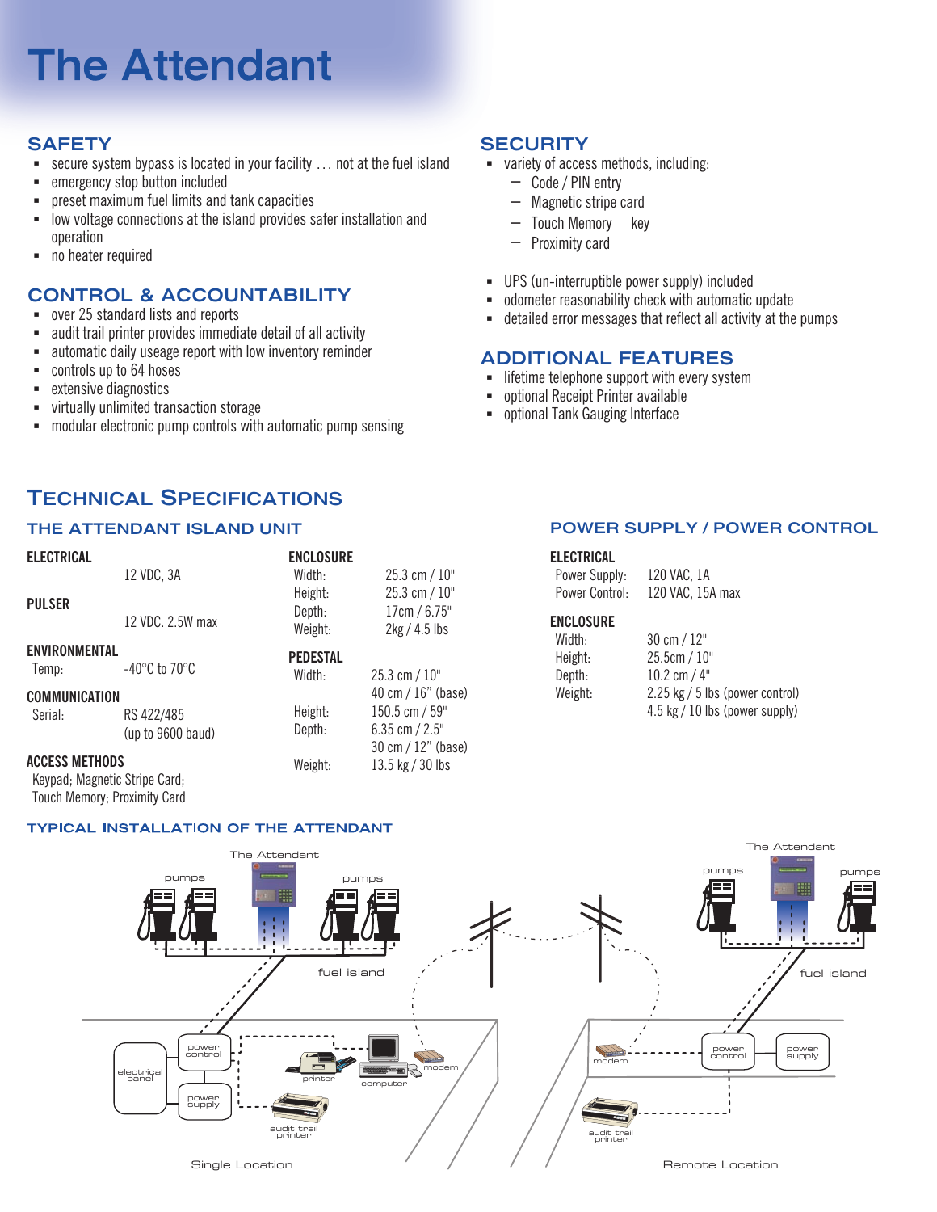# The Attendant

## SAFETY

- secure system bypass is located in your facility … not at the fuel island
- emergency stop button included
- preset maximum fuel limits and tank capacities
- low voltage connections at the island provides safer installation and operation
- no heater required

## CONTROL & ACCOUNTABILITY

- over 25 standard lists and reports
- audit trail printer provides immediate detail of all activity
- automatic daily useage report with low inventory reminder
- controls up to 64 hoses
- extensive diagnostics
- virtually unlimited transaction storage
- modular electronic pump controls with automatic pump sensing

## SECURITY

- variety of access methods, including:
  - Code / PIN entry
  - Magnetic stripe card
  - Touch Memory key
  - Proximity card
- UPS (un-interruptible power supply) included
- odometer reasonability check with automatic update
- detailed error messages that reflect all activity at the pumps

## ADDITIONAL FEATURES

- lifetime telephone support with every system
- optional Receipt Printer available
- optional Tank Gauging Interface

## TECHNICAL SPECIFICATIONS

### THE ATTENDANT ISLAND UNIT

**ELECTRICAL**
12 VDC, 3A

**PULSER**
12 VDC. 2.5W max

**ENVIRONMENTAL**
Temp: -40°C to 70°C

**COMMUNICATION**
Serial: RS 422/485 (up to 9600 baud)

**ACCESS METHODS**
Keypad; Magnetic Stripe Card; Touch Memory; Proximity Card

**ENCLOSURE**

| | |
|---|---|
| Width: | 25.3 cm / 10" |
| Height: | 25.3 cm / 10" |
| Depth: | 17cm / 6.75" |
| Weight: | 2kg / 4.5 lbs |

**PEDESTAL**

| | |
|---|---|
| Width: | 25.3 cm / 10"<br>40 cm / 16" (base) |
| Height: | 150.5 cm / 59" |
| Depth: | 6.35 cm / 2.5"<br>30 cm / 12" (base) |
| Weight: | 13.5 kg / 30 lbs |

### POWER SUPPLY / POWER CONTROL

**ELECTRICAL**

| | |
|---|---|
| Power Supply: | 120 VAC, 1A |
| Power Control: | 120 VAC, 15A max |

**ENCLOSURE**

| | |
|---|---|
| Width: | 30 cm / 12" |
| Height: | 25.5cm / 10" |
| Depth: | 10.2 cm / 4" |
| Weight: | 2.25 kg / 5 lbs (power control)<br>4.5 kg / 10 lbs (power supply) |

### TYPICAL INSTALLATION OF THE ATTENDANT

The Attendant
pumps
pumps
fuel island
power control
electrical panel
power supply
printer
computer
modem
audit trail printer
Single Location

The Attendant
pumps
pumps
fuel island
modem
power control
power supply
audit trail printer
Remote Location